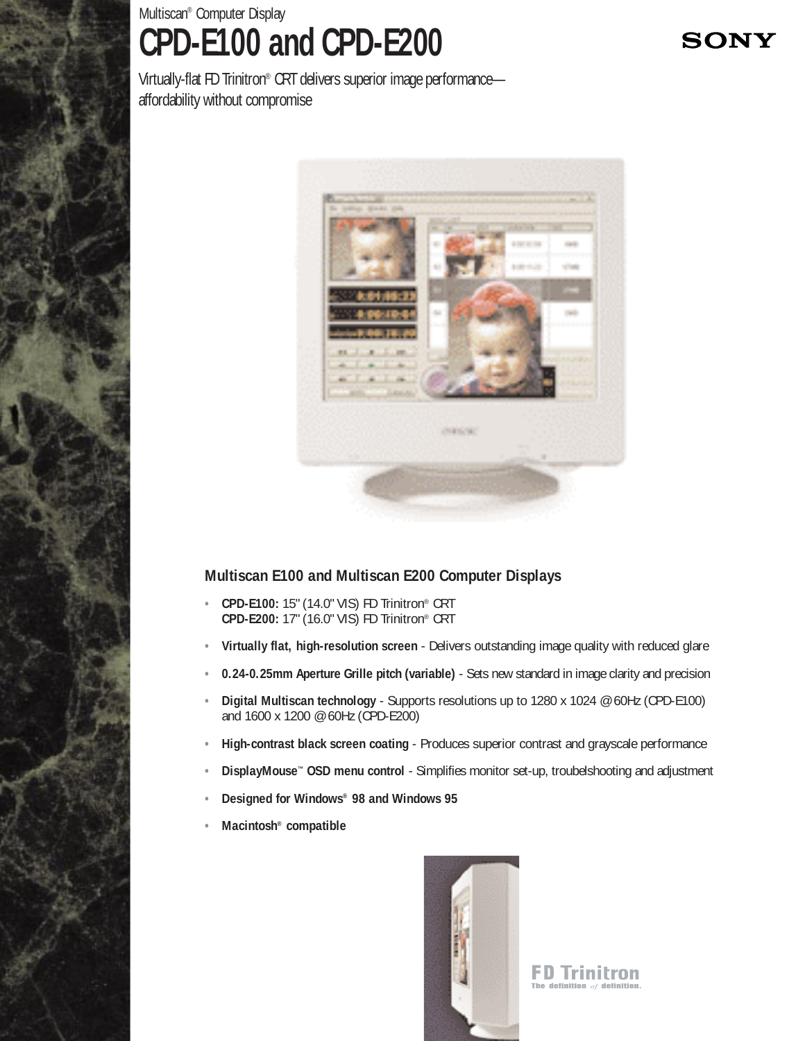Multiscan® Computer Display

# CPD-E100 and CPD-E200

SONY

Virtually-flat FD Trinitron® CRT delivers superior image performance—affordability without compromise

## Multiscan E100 and Multiscan E200 Computer Displays

- **CPD-E100:** 15" (14.0" VIS) FD Trinitron® CRT
  **CPD-E200:** 17" (16.0" VIS) FD Trinitron® CRT
- **Virtually flat, high-resolution screen** - Delivers outstanding image quality with reduced glare
- **0.24-0.25mm Aperture Grille pitch (variable)** - Sets new standard in image clarity and precision
- **Digital Multiscan technology** - Supports resolutions up to 1280 x 1024 @ 60Hz (CPD-E100) and 1600 x 1200 @ 60Hz (CPD-E200)
- **High-contrast black screen coating** - Produces superior contrast and grayscale performance
- **DisplayMouse™ OSD menu control** - Simplifies monitor set-up, troubelshooting and adjustment
- **Designed for Windows® 98 and Windows 95**
- **Macintosh® compatible**

FD Trinitron
The definition *of* definition.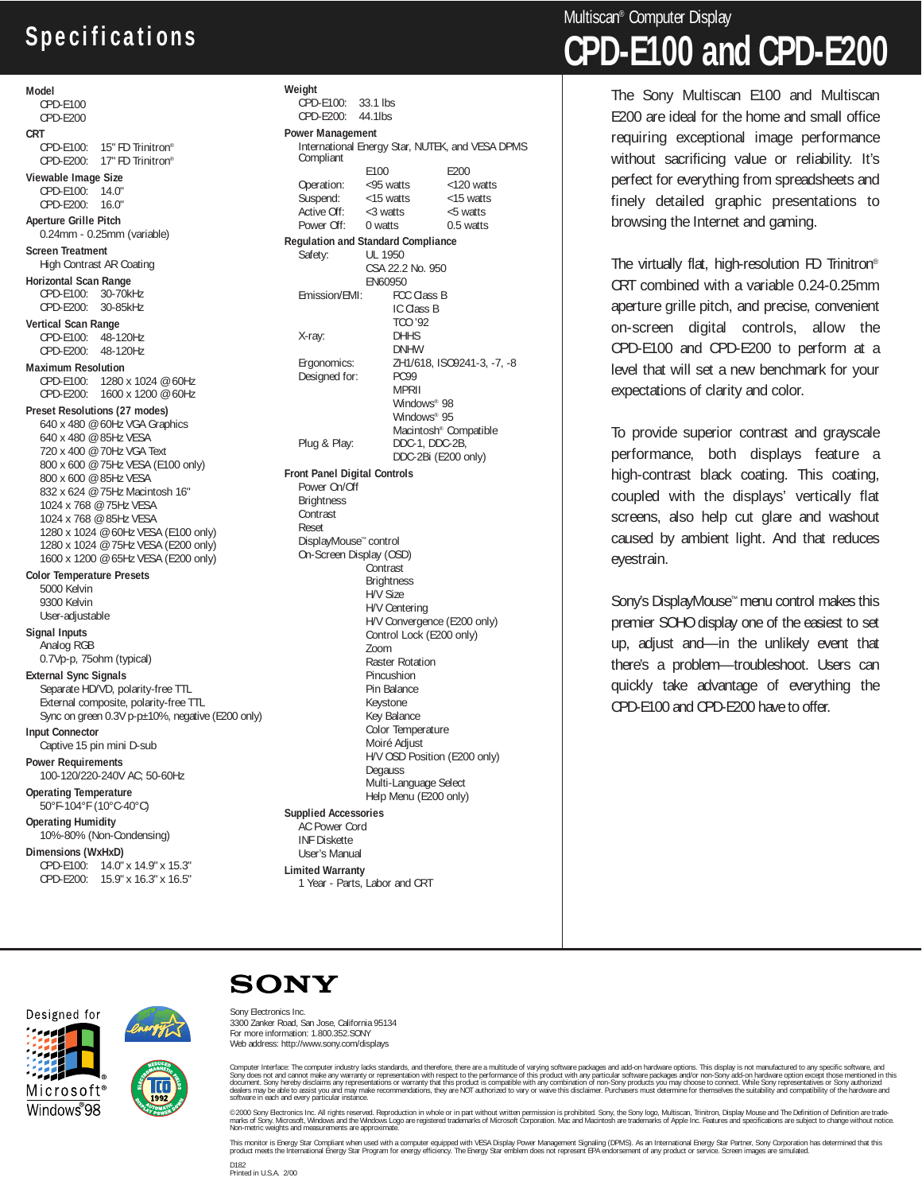# Specifications

## Multiscan® Computer Display

# CPD-E100 and CPD-E200

**Model**
CPD-E100
CPD-E200

**CRT**
CPD-E100: 15" FD Trinitron®
CPD-E200: 17" FD Trinitron®

**Viewable Image Size**
CPD-E100: 14.0"
CPD-E200: 16.0"

**Aperture Grille Pitch**
0.24mm - 0.25mm (variable)

**Screen Treatment**
High Contrast AR Coating

**Horizontal Scan Range**
CPD-E100: 30-70kHz
CPD-E200: 30-85kHz

**Vertical Scan Range**
CPD-E100: 48-120Hz
CPD-E200: 48-120Hz

**Maximum Resolution**
CPD-E100: 1280 x 1024 @ 60Hz
CPD-E200: 1600 x 1200 @ 60Hz

**Preset Resolutions (27 modes)**
640 x 480 @ 60Hz VGA Graphics
640 x 480 @ 85Hz VESA
720 x 400 @ 70Hz VGA Text
800 x 600 @ 75Hz VESA (E100 only)
800 x 600 @ 85Hz VESA
832 x 624 @ 75Hz Macintosh 16"
1024 x 768 @ 75Hz VESA
1024 x 768 @ 85Hz VESA
1280 x 1024 @ 60Hz VESA (E100 only)
1280 x 1024 @ 75Hz VESA (E200 only)
1600 x 1200 @ 65Hz VESA (E200 only)

**Color Temperature Presets**
5000 Kelvin
9300 Kelvin
User-adjustable

**Signal Inputs**
Analog RGB
0.7Vp-p, 75ohm (typical)

**External Sync Signals**
Separate HD/VD, polarity-free TTL
External composite, polarity-free TTL
Sync on green 0.3V p-p±10%, negative (E200 only)

**Input Connector**
Captive 15 pin mini D-sub

**Power Requirements**
100-120/220-240V AC; 50-60Hz

**Operating Temperature**
50°F-104°F (10°C-40°C)

**Operating Humidity**
10%-80% (Non-Condensing)

**Dimensions (WxHxD)**
CPD-E100: 14.0" x 14.9" x 15.3"
CPD-E200: 15.9" x 16.3" x 16.5"

**Weight**
CPD-E100: 33.1 lbs
CPD-E200: 44.1lbs

**Power Management**
International Energy Star, NUTEK, and VESA DPMS Compliant

| | E100 | E200 |
|---|---|---|
| Operation: | <95 watts | <120 watts |
| Suspend: | <15 watts | <15 watts |
| Active Off: | <3 watts | <5 watts |
| Power Off: | 0 watts | 0.5 watts |

**Regulation and Standard Compliance**
Safety: UL 1950, CSA 22.2 No. 950, EN60950
Emission/EMI: FCC Class B, IC Class B, TCO '92
X-ray: DHHS, DNHW
Ergonomics: ZH1/618, ISO9241-3, -7, -8
Designed for: PC99, MPRII, Windows® 98, Windows® 95, Macintosh® Compatible
Plug & Play: DDC-1, DDC-2B, DDC-2Bi (E200 only)

**Front Panel Digital Controls**
Power On/Off
Brightness
Contrast
Reset
DisplayMouse™ control
On-Screen Display (OSD)
- Contrast
- Brightness
- H/V Size
- H/V Centering
- H/V Convergence (E200 only)
- Control Lock (E200 only)
- Zoom
- Raster Rotation
- Pincushion
- Pin Balance
- Keystone
- Key Balance
- Color Temperature
- Moiré Adjust
- H/V OSD Position (E200 only)
- Degauss
- Multi-Language Select
- Help Menu (E200 only)

**Supplied Accessories**
AC Power Cord
INF Diskette
User's Manual

**Limited Warranty**
1 Year - Parts, Labor and CRT

The Sony Multiscan E100 and Multiscan E200 are ideal for the home and small office requiring exceptional image performance without sacrificing value or reliability. It's perfect for everything from spreadsheets and finely detailed graphic presentations to browsing the Internet and gaming.

The virtually flat, high-resolution FD Trinitron® CRT combined with a variable 0.24-0.25mm aperture grille pitch, and precise, convenient on-screen digital controls, allow the CPD-E100 and CPD-E200 to perform at a level that will set a new benchmark for your expectations of clarity and color.

To provide superior contrast and grayscale performance, both displays feature a high-contrast black coating. This coating, coupled with the displays' vertically flat screens, also help cut glare and washout caused by ambient light. And that reduces eyestrain.

Sony's DisplayMouse™ menu control makes this premier SOHO display one of the easiest to set up, adjust and—in the unlikely event that there's a problem—troubleshoot. Users can quickly take advantage of everything the CPD-E100 and CPD-E200 have to offer.

Designed for Microsoft® Windows® 98

SONY

Sony Electronics Inc.
3300 Zanker Road, San Jose, California 95134
For more information: 1.800.352.SONY
Web address: http://www.sony.com/displays

Computer Interface: The computer industry lacks standards, and therefore, there are a multitude of varying software packages and add-on hardware options. This display is not manufactured to any specific software, and Sony does not and cannot make any warranty or representation with respect to the performance of this product with any particular software packages and/or non-Sony add-on hardware option except those mentioned in this document. Sony hereby disclaims any representations or warranty that this product is compatible with any combination of non-Sony products you may choose to connect. While Sony representatives or Sony authorized dealers may be able to assist you and may make recommendations, they are NOT authorized to vary or waive this disclaimer. Purchasers must determine for themselves the suitability and compatibility of the hardware and software in each and every particular instance.

©2000 Sony Electronics Inc. All rights reserved. Reproduction in whole or in part without written permission is prohibited. Sony, the Sony logo, Multiscan, Trinitron, Display Mouse and The Definition of Definition are trademarks of Sony. Microsoft, Windows and the Windows Logo are registered trademarks of Microsoft Corporation. Mac and Macintosh are trademarks of Apple Inc. Features and specifications are subject to change without notice. Non-metric weights and measurements are approximate.

This monitor is Energy Star Compliant when used with a computer equipped with VESA Display Power Management Signaling (DPMS). As an International Energy Star Partner, Sony Corporation has determined that this product meets the International Energy Star Program for energy efficiency. The Energy Star emblem does not represent EPA endorsement of any product or service. Screen images are simulated.

D182
Printed in U.S.A. 2/00